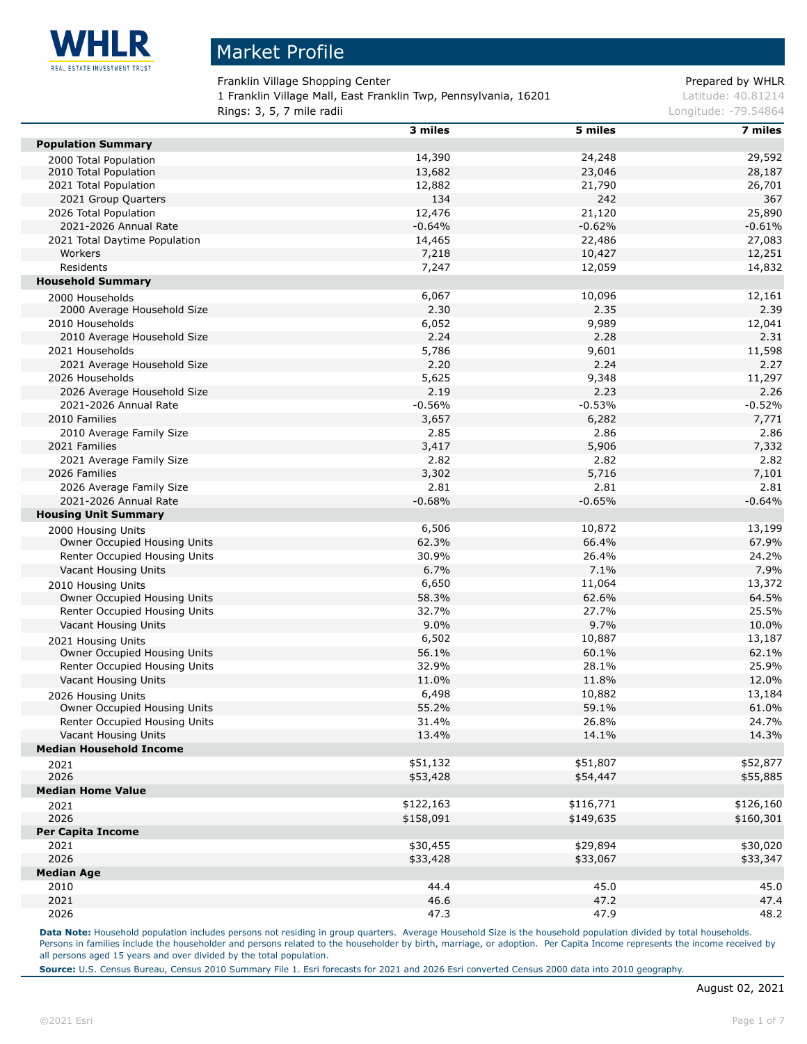# Market Profile

Franklin Village Shopping Center
1 Franklin Village Mall, East Franklin Twp, Pennsylvania, 16201
Rings: 3, 5, 7 mile radii

Prepared by WHLR
Latitude: 40.81214
Longitude: -79.54864

| | 3 miles | 5 miles | 7 miles |
|---|---|---|---|
| **Population Summary** | | | |
| 2000 Total Population | 14,390 | 24,248 | 29,592 |
| 2010 Total Population | 13,682 | 23,046 | 28,187 |
| 2021 Total Population | 12,882 | 21,790 | 26,701 |
| 2021 Group Quarters | 134 | 242 | 367 |
| 2026 Total Population | 12,476 | 21,120 | 25,890 |
| 2021-2026 Annual Rate | -0.64% | -0.62% | -0.61% |
| 2021 Total Daytime Population | 14,465 | 22,486 | 27,083 |
| Workers | 7,218 | 10,427 | 12,251 |
| Residents | 7,247 | 12,059 | 14,832 |
| **Household Summary** | | | |
| 2000 Households | 6,067 | 10,096 | 12,161 |
| 2000 Average Household Size | 2.30 | 2.35 | 2.39 |
| 2010 Households | 6,052 | 9,989 | 12,041 |
| 2010 Average Household Size | 2.24 | 2.28 | 2.31 |
| 2021 Households | 5,786 | 9,601 | 11,598 |
| 2021 Average Household Size | 2.20 | 2.24 | 2.27 |
| 2026 Households | 5,625 | 9,348 | 11,297 |
| 2026 Average Household Size | 2.19 | 2.23 | 2.26 |
| 2021-2026 Annual Rate | -0.56% | -0.53% | -0.52% |
| 2010 Families | 3,657 | 6,282 | 7,771 |
| 2010 Average Family Size | 2.85 | 2.86 | 2.86 |
| 2021 Families | 3,417 | 5,906 | 7,332 |
| 2021 Average Family Size | 2.82 | 2.82 | 2.82 |
| 2026 Families | 3,302 | 5,716 | 7,101 |
| 2026 Average Family Size | 2.81 | 2.81 | 2.81 |
| 2021-2026 Annual Rate | -0.68% | -0.65% | -0.64% |
| **Housing Unit Summary** | | | |
| 2000 Housing Units | 6,506 | 10,872 | 13,199 |
| Owner Occupied Housing Units | 62.3% | 66.4% | 67.9% |
| Renter Occupied Housing Units | 30.9% | 26.4% | 24.2% |
| Vacant Housing Units | 6.7% | 7.1% | 7.9% |
| 2010 Housing Units | 6,650 | 11,064 | 13,372 |
| Owner Occupied Housing Units | 58.3% | 62.6% | 64.5% |
| Renter Occupied Housing Units | 32.7% | 27.7% | 25.5% |
| Vacant Housing Units | 9.0% | 9.7% | 10.0% |
| 2021 Housing Units | 6,502 | 10,887 | 13,187 |
| Owner Occupied Housing Units | 56.1% | 60.1% | 62.1% |
| Renter Occupied Housing Units | 32.9% | 28.1% | 25.9% |
| Vacant Housing Units | 11.0% | 11.8% | 12.0% |
| 2026 Housing Units | 6,498 | 10,882 | 13,184 |
| Owner Occupied Housing Units | 55.2% | 59.1% | 61.0% |
| Renter Occupied Housing Units | 31.4% | 26.8% | 24.7% |
| Vacant Housing Units | 13.4% | 14.1% | 14.3% |
| **Median Household Income** | | | |
| 2021 | $51,132 | $51,807 | $52,877 |
| 2026 | $53,428 | $54,447 | $55,885 |
| **Median Home Value** | | | |
| 2021 | $122,163 | $116,771 | $126,160 |
| 2026 | $158,091 | $149,635 | $160,301 |
| **Per Capita Income** | | | |
| 2021 | $30,455 | $29,894 | $30,020 |
| 2026 | $33,428 | $33,067 | $33,347 |
| **Median Age** | | | |
| 2010 | 44.4 | 45.0 | 45.0 |
| 2021 | 46.6 | 47.2 | 47.4 |
| 2026 | 47.3 | 47.9 | 48.2 |

**Data Note:** Household population includes persons not residing in group quarters. Average Household Size is the household population divided by total households. Persons in families include the householder and persons related to the householder by birth, marriage, or adoption. Per Capita Income represents the income received by all persons aged 15 years and over divided by the total population.

**Source:** U.S. Census Bureau, Census 2010 Summary File 1. Esri forecasts for 2021 and 2026 Esri converted Census 2000 data into 2010 geography.

August 02, 2021

©2021 Esri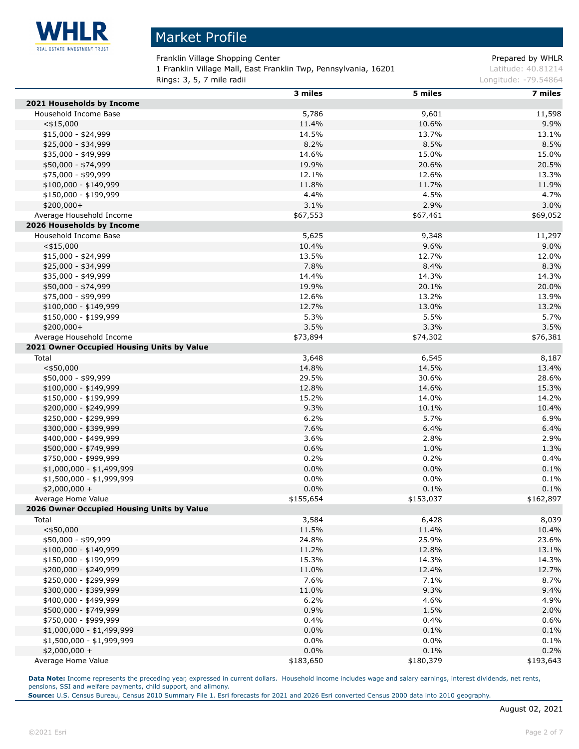# Market Profile

Franklin Village Shopping Center
1 Franklin Village Mall, East Franklin Twp, Pennsylvania, 16201
Rings: 3, 5, 7 mile radii

Prepared by WHLR
Latitude: 40.81214
Longitude: -79.54864

| | 3 miles | 5 miles | 7 miles |
|---|---|---|---|
| **2021 Households by Income** | | | |
| Household Income Base | 5,786 | 9,601 | 11,598 |
| <$15,000 | 11.4% | 10.6% | 9.9% |
| $15,000 - $24,999 | 14.5% | 13.7% | 13.1% |
| $25,000 - $34,999 | 8.2% | 8.5% | 8.5% |
| $35,000 - $49,999 | 14.6% | 15.0% | 15.0% |
| $50,000 - $74,999 | 19.9% | 20.6% | 20.5% |
| $75,000 - $99,999 | 12.1% | 12.6% | 13.3% |
| $100,000 - $149,999 | 11.8% | 11.7% | 11.9% |
| $150,000 - $199,999 | 4.4% | 4.5% | 4.7% |
| $200,000+ | 3.1% | 2.9% | 3.0% |
| Average Household Income | $67,553 | $67,461 | $69,052 |
| **2026 Households by Income** | | | |
| Household Income Base | 5,625 | 9,348 | 11,297 |
| <$15,000 | 10.4% | 9.6% | 9.0% |
| $15,000 - $24,999 | 13.5% | 12.7% | 12.0% |
| $25,000 - $34,999 | 7.8% | 8.4% | 8.3% |
| $35,000 - $49,999 | 14.4% | 14.3% | 14.3% |
| $50,000 - $74,999 | 19.9% | 20.1% | 20.0% |
| $75,000 - $99,999 | 12.6% | 13.2% | 13.9% |
| $100,000 - $149,999 | 12.7% | 13.0% | 13.2% |
| $150,000 - $199,999 | 5.3% | 5.5% | 5.7% |
| $200,000+ | 3.5% | 3.3% | 3.5% |
| Average Household Income | $73,894 | $74,302 | $76,381 |
| **2021 Owner Occupied Housing Units by Value** | | | |
| Total | 3,648 | 6,545 | 8,187 |
| <$50,000 | 14.8% | 14.5% | 13.4% |
| $50,000 - $99,999 | 29.5% | 30.6% | 28.6% |
| $100,000 - $149,999 | 12.8% | 14.6% | 15.3% |
| $150,000 - $199,999 | 15.2% | 14.0% | 14.2% |
| $200,000 - $249,999 | 9.3% | 10.1% | 10.4% |
| $250,000 - $299,999 | 6.2% | 5.7% | 6.9% |
| $300,000 - $399,999 | 7.6% | 6.4% | 6.4% |
| $400,000 - $499,999 | 3.6% | 2.8% | 2.9% |
| $500,000 - $749,999 | 0.6% | 1.0% | 1.3% |
| $750,000 - $999,999 | 0.2% | 0.2% | 0.4% |
| $1,000,000 - $1,499,999 | 0.0% | 0.0% | 0.1% |
| $1,500,000 - $1,999,999 | 0.0% | 0.0% | 0.1% |
| $2,000,000 + | 0.0% | 0.1% | 0.1% |
| Average Home Value | $155,654 | $153,037 | $162,897 |
| **2026 Owner Occupied Housing Units by Value** | | | |
| Total | 3,584 | 6,428 | 8,039 |
| <$50,000 | 11.5% | 11.4% | 10.4% |
| $50,000 - $99,999 | 24.8% | 25.9% | 23.6% |
| $100,000 - $149,999 | 11.2% | 12.8% | 13.1% |
| $150,000 - $199,999 | 15.3% | 14.3% | 14.3% |
| $200,000 - $249,999 | 11.0% | 12.4% | 12.7% |
| $250,000 - $299,999 | 7.6% | 7.1% | 8.7% |
| $300,000 - $399,999 | 11.0% | 9.3% | 9.4% |
| $400,000 - $499,999 | 6.2% | 4.6% | 4.9% |
| $500,000 - $749,999 | 0.9% | 1.5% | 2.0% |
| $750,000 - $999,999 | 0.4% | 0.4% | 0.6% |
| $1,000,000 - $1,499,999 | 0.0% | 0.1% | 0.1% |
| $1,500,000 - $1,999,999 | 0.0% | 0.0% | 0.1% |
| $2,000,000 + | 0.0% | 0.1% | 0.2% |
| Average Home Value | $183,650 | $180,379 | $193,643 |

**Data Note:** Income represents the preceding year, expressed in current dollars. Household income includes wage and salary earnings, interest dividends, net rents, pensions, SSI and welfare payments, child support, and alimony.
**Source:** U.S. Census Bureau, Census 2010 Summary File 1. Esri forecasts for 2021 and 2026 Esri converted Census 2000 data into 2010 geography.

August 02, 2021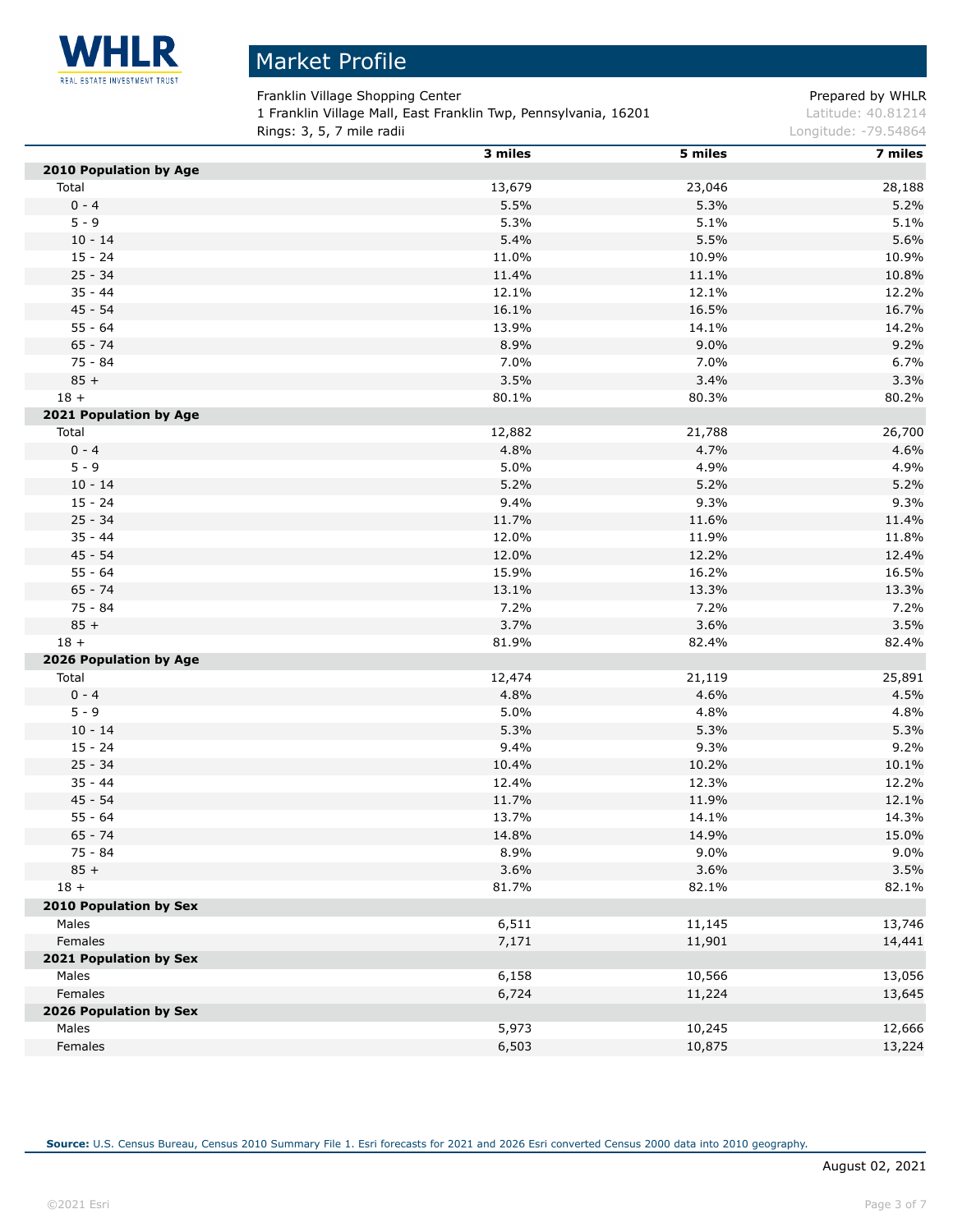WHLR REAL ESTATE INVESTMENT TRUST

# Market Profile

Franklin Village Shopping Center
1 Franklin Village Mall, East Franklin Twp, Pennsylvania, 16201
Rings: 3, 5, 7 mile radii

Prepared by WHLR
Latitude: 40.81214
Longitude: -79.54864

| | 3 miles | 5 miles | 7 miles |
|---|---|---|---|
| **2010 Population by Age** | | | |
| Total | 13,679 | 23,046 | 28,188 |
| 0 - 4 | 5.5% | 5.3% | 5.2% |
| 5 - 9 | 5.3% | 5.1% | 5.1% |
| 10 - 14 | 5.4% | 5.5% | 5.6% |
| 15 - 24 | 11.0% | 10.9% | 10.9% |
| 25 - 34 | 11.4% | 11.1% | 10.8% |
| 35 - 44 | 12.1% | 12.1% | 12.2% |
| 45 - 54 | 16.1% | 16.5% | 16.7% |
| 55 - 64 | 13.9% | 14.1% | 14.2% |
| 65 - 74 | 8.9% | 9.0% | 9.2% |
| 75 - 84 | 7.0% | 7.0% | 6.7% |
| 85 + | 3.5% | 3.4% | 3.3% |
| 18 + | 80.1% | 80.3% | 80.2% |
| **2021 Population by Age** | | | |
| Total | 12,882 | 21,788 | 26,700 |
| 0 - 4 | 4.8% | 4.7% | 4.6% |
| 5 - 9 | 5.0% | 4.9% | 4.9% |
| 10 - 14 | 5.2% | 5.2% | 5.2% |
| 15 - 24 | 9.4% | 9.3% | 9.3% |
| 25 - 34 | 11.7% | 11.6% | 11.4% |
| 35 - 44 | 12.0% | 11.9% | 11.8% |
| 45 - 54 | 12.0% | 12.2% | 12.4% |
| 55 - 64 | 15.9% | 16.2% | 16.5% |
| 65 - 74 | 13.1% | 13.3% | 13.3% |
| 75 - 84 | 7.2% | 7.2% | 7.2% |
| 85 + | 3.7% | 3.6% | 3.5% |
| 18 + | 81.9% | 82.4% | 82.4% |
| **2026 Population by Age** | | | |
| Total | 12,474 | 21,119 | 25,891 |
| 0 - 4 | 4.8% | 4.6% | 4.5% |
| 5 - 9 | 5.0% | 4.8% | 4.8% |
| 10 - 14 | 5.3% | 5.3% | 5.3% |
| 15 - 24 | 9.4% | 9.3% | 9.2% |
| 25 - 34 | 10.4% | 10.2% | 10.1% |
| 35 - 44 | 12.4% | 12.3% | 12.2% |
| 45 - 54 | 11.7% | 11.9% | 12.1% |
| 55 - 64 | 13.7% | 14.1% | 14.3% |
| 65 - 74 | 14.8% | 14.9% | 15.0% |
| 75 - 84 | 8.9% | 9.0% | 9.0% |
| 85 + | 3.6% | 3.6% | 3.5% |
| 18 + | 81.7% | 82.1% | 82.1% |
| **2010 Population by Sex** | | | |
| Males | 6,511 | 11,145 | 13,746 |
| Females | 7,171 | 11,901 | 14,441 |
| **2021 Population by Sex** | | | |
| Males | 6,158 | 10,566 | 13,056 |
| Females | 6,724 | 11,224 | 13,645 |
| **2026 Population by Sex** | | | |
| Males | 5,973 | 10,245 | 12,666 |
| Females | 6,503 | 10,875 | 13,224 |

**Source:** U.S. Census Bureau, Census 2010 Summary File 1. Esri forecasts for 2021 and 2026 Esri converted Census 2000 data into 2010 geography.

August 02, 2021

©2021 Esri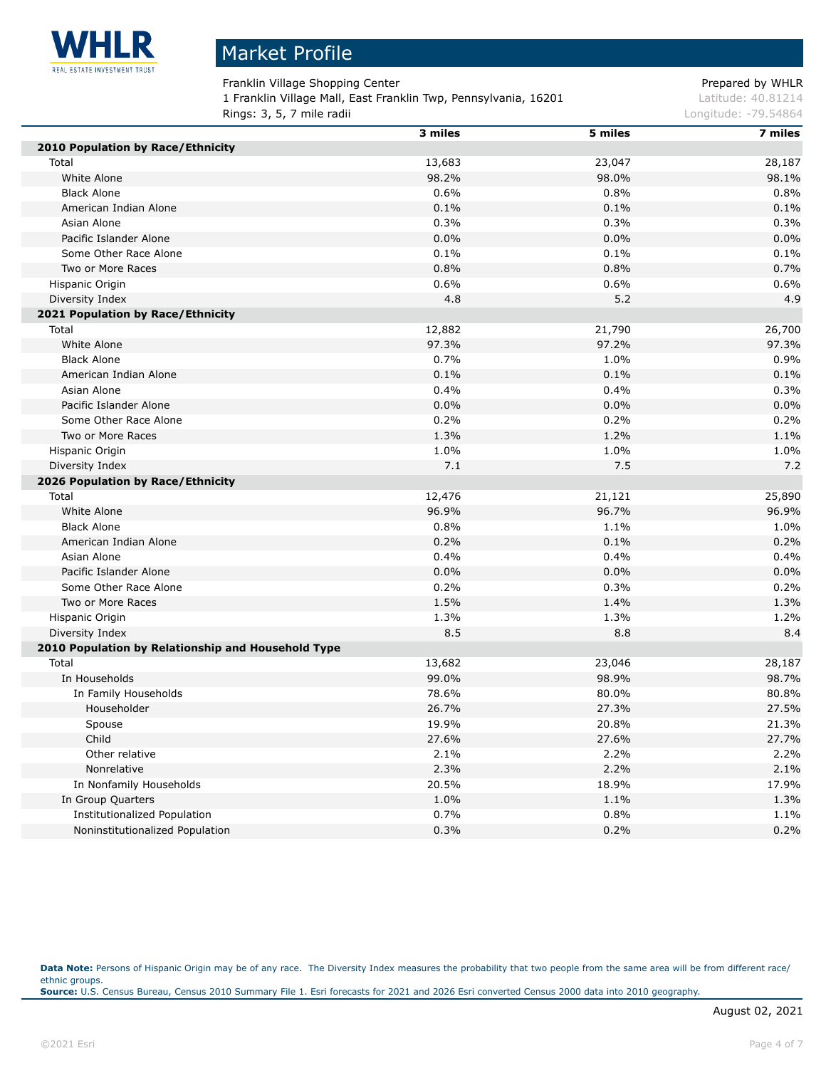# Market Profile

Franklin Village Shopping Center
1 Franklin Village Mall, East Franklin Twp, Pennsylvania, 16201
Rings: 3, 5, 7 mile radii

Prepared by WHLR
Latitude: 40.81214
Longitude: -79.54864

| | 3 miles | 5 miles | 7 miles |
|---|---|---|---|
| **2010 Population by Race/Ethnicity** | | | |
| Total | 13,683 | 23,047 | 28,187 |
| White Alone | 98.2% | 98.0% | 98.1% |
| Black Alone | 0.6% | 0.8% | 0.8% |
| American Indian Alone | 0.1% | 0.1% | 0.1% |
| Asian Alone | 0.3% | 0.3% | 0.3% |
| Pacific Islander Alone | 0.0% | 0.0% | 0.0% |
| Some Other Race Alone | 0.1% | 0.1% | 0.1% |
| Two or More Races | 0.8% | 0.8% | 0.7% |
| Hispanic Origin | 0.6% | 0.6% | 0.6% |
| Diversity Index | 4.8 | 5.2 | 4.9 |
| **2021 Population by Race/Ethnicity** | | | |
| Total | 12,882 | 21,790 | 26,700 |
| White Alone | 97.3% | 97.2% | 97.3% |
| Black Alone | 0.7% | 1.0% | 0.9% |
| American Indian Alone | 0.1% | 0.1% | 0.1% |
| Asian Alone | 0.4% | 0.4% | 0.3% |
| Pacific Islander Alone | 0.0% | 0.0% | 0.0% |
| Some Other Race Alone | 0.2% | 0.2% | 0.2% |
| Two or More Races | 1.3% | 1.2% | 1.1% |
| Hispanic Origin | 1.0% | 1.0% | 1.0% |
| Diversity Index | 7.1 | 7.5 | 7.2 |
| **2026 Population by Race/Ethnicity** | | | |
| Total | 12,476 | 21,121 | 25,890 |
| White Alone | 96.9% | 96.7% | 96.9% |
| Black Alone | 0.8% | 1.1% | 1.0% |
| American Indian Alone | 0.2% | 0.1% | 0.2% |
| Asian Alone | 0.4% | 0.4% | 0.4% |
| Pacific Islander Alone | 0.0% | 0.0% | 0.0% |
| Some Other Race Alone | 0.2% | 0.3% | 0.2% |
| Two or More Races | 1.5% | 1.4% | 1.3% |
| Hispanic Origin | 1.3% | 1.3% | 1.2% |
| Diversity Index | 8.5 | 8.8 | 8.4 |
| **2010 Population by Relationship and Household Type** | | | |
| Total | 13,682 | 23,046 | 28,187 |
| In Households | 99.0% | 98.9% | 98.7% |
| In Family Households | 78.6% | 80.0% | 80.8% |
| Householder | 26.7% | 27.3% | 27.5% |
| Spouse | 19.9% | 20.8% | 21.3% |
| Child | 27.6% | 27.6% | 27.7% |
| Other relative | 2.1% | 2.2% | 2.2% |
| Nonrelative | 2.3% | 2.2% | 2.1% |
| In Nonfamily Households | 20.5% | 18.9% | 17.9% |
| In Group Quarters | 1.0% | 1.1% | 1.3% |
| Institutionalized Population | 0.7% | 0.8% | 1.1% |
| Noninstitutionalized Population | 0.3% | 0.2% | 0.2% |

**Data Note:** Persons of Hispanic Origin may be of any race. The Diversity Index measures the probability that two people from the same area will be from different race/ethnic groups.
**Source:** U.S. Census Bureau, Census 2010 Summary File 1. Esri forecasts for 2021 and 2026 Esri converted Census 2000 data into 2010 geography.

August 02, 2021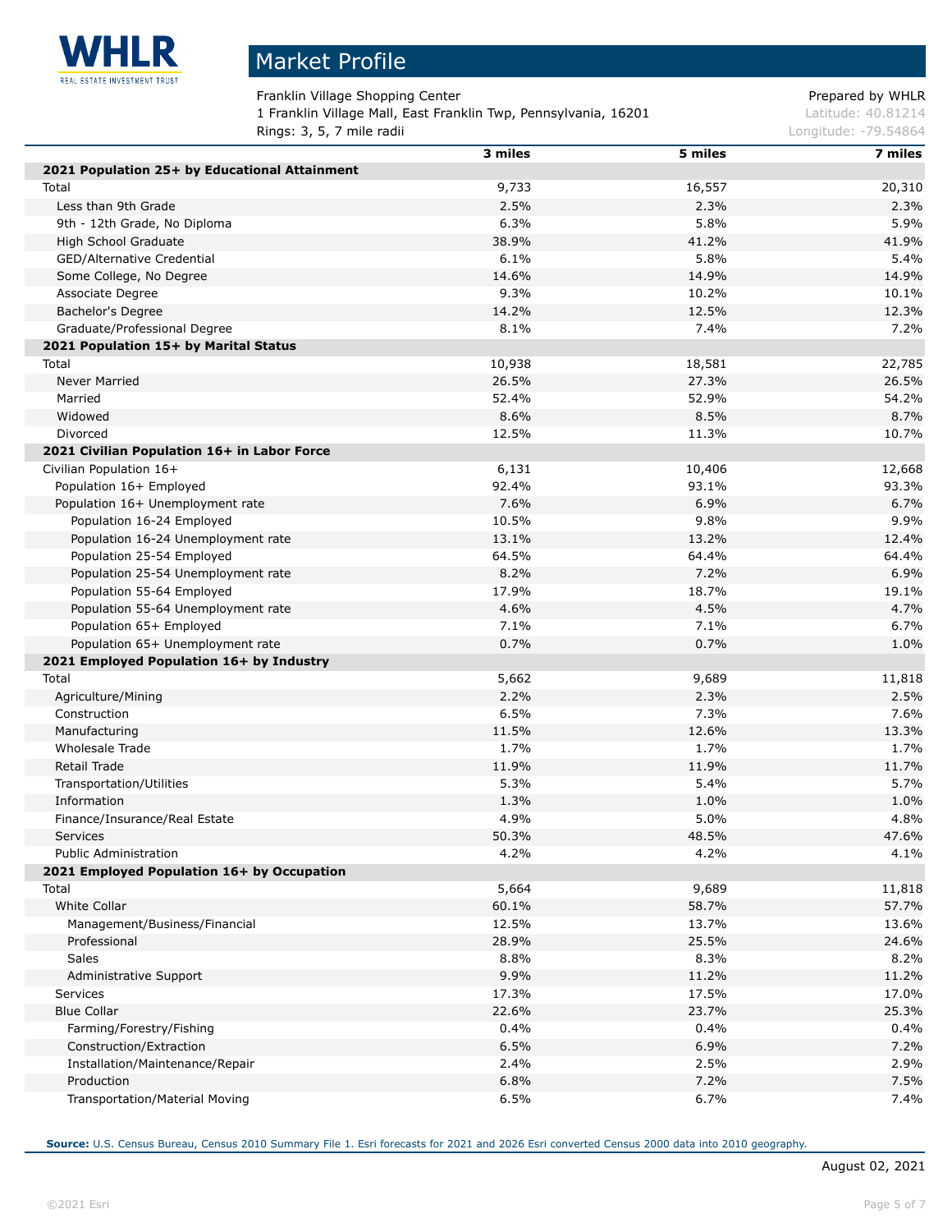# Market Profile

Franklin Village Shopping Center
1 Franklin Village Mall, East Franklin Twp, Pennsylvania, 16201
Rings: 3, 5, 7 mile radii

Prepared by WHLR
Latitude: 40.81214
Longitude: -79.54864

| | 3 miles | 5 miles | 7 miles |
|---|---|---|---|
| **2021 Population 25+ by Educational Attainment** | | | |
| Total | 9,733 | 16,557 | 20,310 |
| Less than 9th Grade | 2.5% | 2.3% | 2.3% |
| 9th - 12th Grade, No Diploma | 6.3% | 5.8% | 5.9% |
| High School Graduate | 38.9% | 41.2% | 41.9% |
| GED/Alternative Credential | 6.1% | 5.8% | 5.4% |
| Some College, No Degree | 14.6% | 14.9% | 14.9% |
| Associate Degree | 9.3% | 10.2% | 10.1% |
| Bachelor's Degree | 14.2% | 12.5% | 12.3% |
| Graduate/Professional Degree | 8.1% | 7.4% | 7.2% |
| **2021 Population 15+ by Marital Status** | | | |
| Total | 10,938 | 18,581 | 22,785 |
| Never Married | 26.5% | 27.3% | 26.5% |
| Married | 52.4% | 52.9% | 54.2% |
| Widowed | 8.6% | 8.5% | 8.7% |
| Divorced | 12.5% | 11.3% | 10.7% |
| **2021 Civilian Population 16+ in Labor Force** | | | |
| Civilian Population 16+ | 6,131 | 10,406 | 12,668 |
| Population 16+ Employed | 92.4% | 93.1% | 93.3% |
| Population 16+ Unemployment rate | 7.6% | 6.9% | 6.7% |
| Population 16-24 Employed | 10.5% | 9.8% | 9.9% |
| Population 16-24 Unemployment rate | 13.1% | 13.2% | 12.4% |
| Population 25-54 Employed | 64.5% | 64.4% | 64.4% |
| Population 25-54 Unemployment rate | 8.2% | 7.2% | 6.9% |
| Population 55-64 Employed | 17.9% | 18.7% | 19.1% |
| Population 55-64 Unemployment rate | 4.6% | 4.5% | 4.7% |
| Population 65+ Employed | 7.1% | 7.1% | 6.7% |
| Population 65+ Unemployment rate | 0.7% | 0.7% | 1.0% |
| **2021 Employed Population 16+ by Industry** | | | |
| Total | 5,662 | 9,689 | 11,818 |
| Agriculture/Mining | 2.2% | 2.3% | 2.5% |
| Construction | 6.5% | 7.3% | 7.6% |
| Manufacturing | 11.5% | 12.6% | 13.3% |
| Wholesale Trade | 1.7% | 1.7% | 1.7% |
| Retail Trade | 11.9% | 11.9% | 11.7% |
| Transportation/Utilities | 5.3% | 5.4% | 5.7% |
| Information | 1.3% | 1.0% | 1.0% |
| Finance/Insurance/Real Estate | 4.9% | 5.0% | 4.8% |
| Services | 50.3% | 48.5% | 47.6% |
| Public Administration | 4.2% | 4.2% | 4.1% |
| **2021 Employed Population 16+ by Occupation** | | | |
| Total | 5,664 | 9,689 | 11,818 |
| White Collar | 60.1% | 58.7% | 57.7% |
| Management/Business/Financial | 12.5% | 13.7% | 13.6% |
| Professional | 28.9% | 25.5% | 24.6% |
| Sales | 8.8% | 8.3% | 8.2% |
| Administrative Support | 9.9% | 11.2% | 11.2% |
| Services | 17.3% | 17.5% | 17.0% |
| Blue Collar | 22.6% | 23.7% | 25.3% |
| Farming/Forestry/Fishing | 0.4% | 0.4% | 0.4% |
| Construction/Extraction | 6.5% | 6.9% | 7.2% |
| Installation/Maintenance/Repair | 2.4% | 2.5% | 2.9% |
| Production | 6.8% | 7.2% | 7.5% |
| Transportation/Material Moving | 6.5% | 6.7% | 7.4% |

**Source:** U.S. Census Bureau, Census 2010 Summary File 1. Esri forecasts for 2021 and 2026 Esri converted Census 2000 data into 2010 geography.

August 02, 2021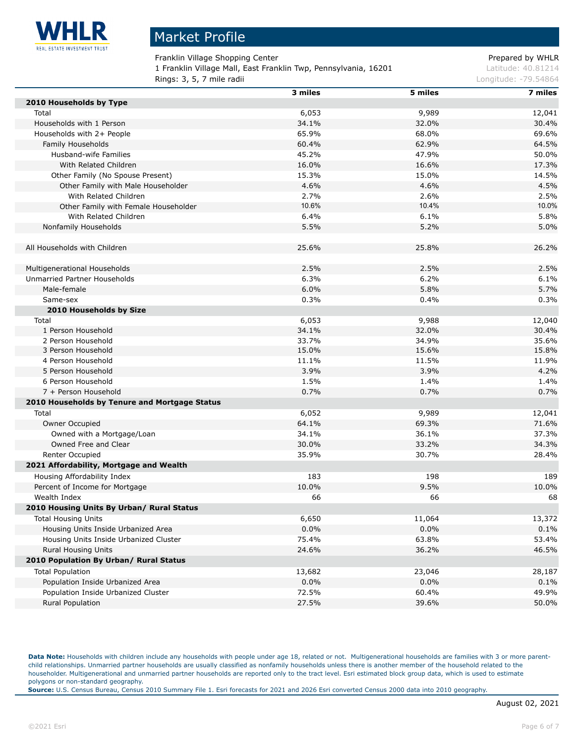# Market Profile

Franklin Village Shopping Center
1 Franklin Village Mall, East Franklin Twp, Pennsylvania, 16201
Rings: 3, 5, 7 mile radii

Prepared by WHLR
Latitude: 40.81214
Longitude: -79.54864

| | 3 miles | 5 miles | 7 miles |
|---|---|---|---|
| **2010 Households by Type** | | | |
| Total | 6,053 | 9,989 | 12,041 |
| Households with 1 Person | 34.1% | 32.0% | 30.4% |
| Households with 2+ People | 65.9% | 68.0% | 69.6% |
| Family Households | 60.4% | 62.9% | 64.5% |
| Husband-wife Families | 45.2% | 47.9% | 50.0% |
| With Related Children | 16.0% | 16.6% | 17.3% |
| Other Family (No Spouse Present) | 15.3% | 15.0% | 14.5% |
| Other Family with Male Householder | 4.6% | 4.6% | 4.5% |
| With Related Children | 2.7% | 2.6% | 2.5% |
| Other Family with Female Householder | 10.6% | 10.4% | 10.0% |
| With Related Children | 6.4% | 6.1% | 5.8% |
| Nonfamily Households | 5.5% | 5.2% | 5.0% |
| | | | |
| All Households with Children | 25.6% | 25.8% | 26.2% |
| | | | |
| Multigenerational Households | 2.5% | 2.5% | 2.5% |
| Unmarried Partner Households | 6.3% | 6.2% | 6.1% |
| Male-female | 6.0% | 5.8% | 5.7% |
| Same-sex | 0.3% | 0.4% | 0.3% |
| **2010 Households by Size** | | | |
| Total | 6,053 | 9,988 | 12,040 |
| 1 Person Household | 34.1% | 32.0% | 30.4% |
| 2 Person Household | 33.7% | 34.9% | 35.6% |
| 3 Person Household | 15.0% | 15.6% | 15.8% |
| 4 Person Household | 11.1% | 11.5% | 11.9% |
| 5 Person Household | 3.9% | 3.9% | 4.2% |
| 6 Person Household | 1.5% | 1.4% | 1.4% |
| 7 + Person Household | 0.7% | 0.7% | 0.7% |
| **2010 Households by Tenure and Mortgage Status** | | | |
| Total | 6,052 | 9,989 | 12,041 |
| Owner Occupied | 64.1% | 69.3% | 71.6% |
| Owned with a Mortgage/Loan | 34.1% | 36.1% | 37.3% |
| Owned Free and Clear | 30.0% | 33.2% | 34.3% |
| Renter Occupied | 35.9% | 30.7% | 28.4% |
| **2021 Affordability, Mortgage and Wealth** | | | |
| Housing Affordability Index | 183 | 198 | 189 |
| Percent of Income for Mortgage | 10.0% | 9.5% | 10.0% |
| Wealth Index | 66 | 66 | 68 |
| **2010 Housing Units By Urban/ Rural Status** | | | |
| Total Housing Units | 6,650 | 11,064 | 13,372 |
| Housing Units Inside Urbanized Area | 0.0% | 0.0% | 0.1% |
| Housing Units Inside Urbanized Cluster | 75.4% | 63.8% | 53.4% |
| Rural Housing Units | 24.6% | 36.2% | 46.5% |
| **2010 Population By Urban/ Rural Status** | | | |
| Total Population | 13,682 | 23,046 | 28,187 |
| Population Inside Urbanized Area | 0.0% | 0.0% | 0.1% |
| Population Inside Urbanized Cluster | 72.5% | 60.4% | 49.9% |
| Rural Population | 27.5% | 39.6% | 50.0% |

**Data Note:** Households with children include any households with people under age 18, related or not. Multigenerational households are families with 3 or more parent-child relationships. Unmarried partner households are usually classified as nonfamily households unless there is another member of the household related to the householder. Multigenerational and unmarried partner households are reported only to the tract level. Esri estimated block group data, which is used to estimate polygons or non-standard geography.
**Source:** U.S. Census Bureau, Census 2010 Summary File 1. Esri forecasts for 2021 and 2026 Esri converted Census 2000 data into 2010 geography.

August 02, 2021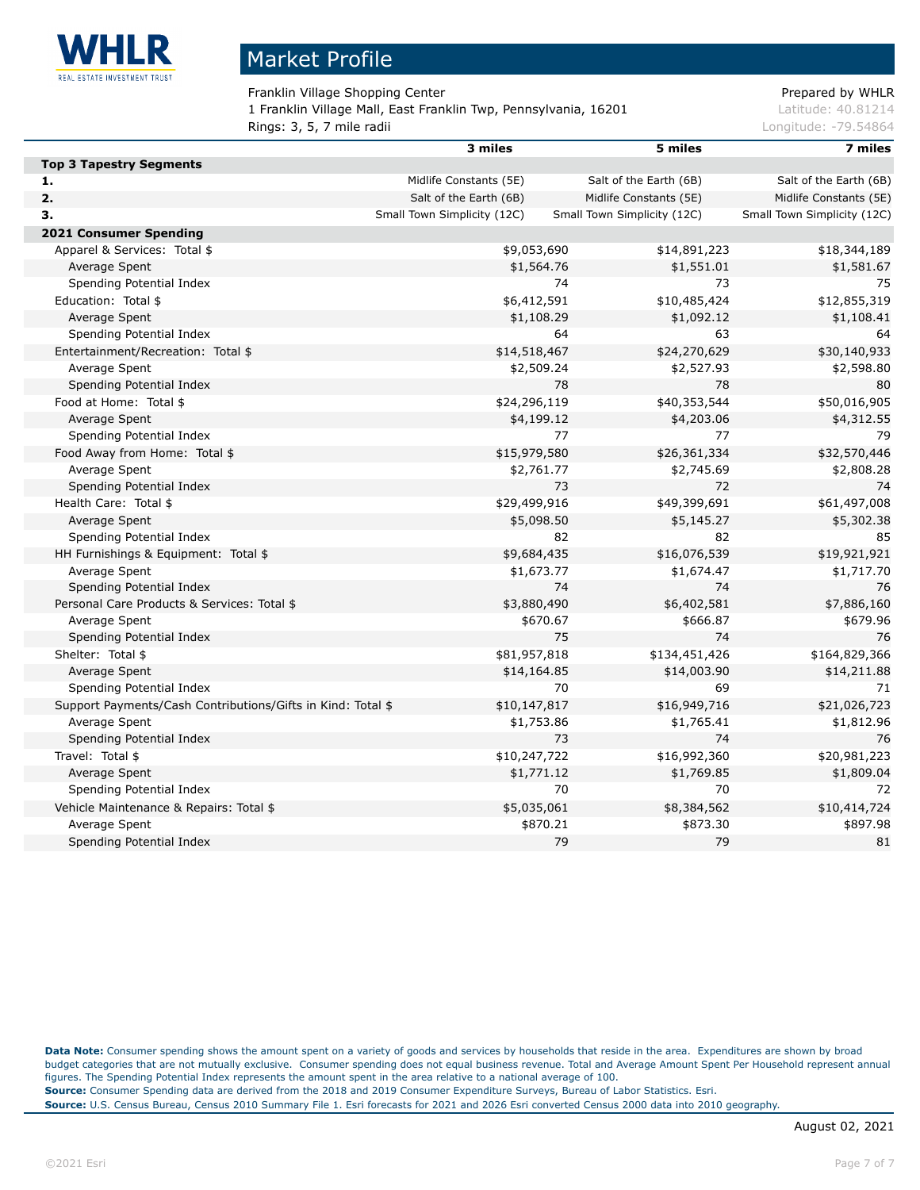WHLR REAL ESTATE INVESTMENT TRUST

# Market Profile

Franklin Village Shopping Center
1 Franklin Village Mall, East Franklin Twp, Pennsylvania, 16201
Rings: 3, 5, 7 mile radii

Prepared by WHLR
Latitude: 40.81214
Longitude: -79.54864

| | 3 miles | 5 miles | 7 miles |
|---|---|---|---|
| **Top 3 Tapestry Segments** | | | |
| **1.** | Midlife Constants (5E) | Salt of the Earth (6B) | Salt of the Earth (6B) |
| **2.** | Salt of the Earth (6B) | Midlife Constants (5E) | Midlife Constants (5E) |
| **3.** | Small Town Simplicity (12C) | Small Town Simplicity (12C) | Small Town Simplicity (12C) |
| **2021 Consumer Spending** | | | |
| Apparel & Services: Total $ | $9,053,690 | $14,891,223 | $18,344,189 |
| Average Spent | $1,564.76 | $1,551.01 | $1,581.67 |
| Spending Potential Index | 74 | 73 | 75 |
| Education: Total $ | $6,412,591 | $10,485,424 | $12,855,319 |
| Average Spent | $1,108.29 | $1,092.12 | $1,108.41 |
| Spending Potential Index | 64 | 63 | 64 |
| Entertainment/Recreation: Total $ | $14,518,467 | $24,270,629 | $30,140,933 |
| Average Spent | $2,509.24 | $2,527.93 | $2,598.80 |
| Spending Potential Index | 78 | 78 | 80 |
| Food at Home: Total $ | $24,296,119 | $40,353,544 | $50,016,905 |
| Average Spent | $4,199.12 | $4,203.06 | $4,312.55 |
| Spending Potential Index | 77 | 77 | 79 |
| Food Away from Home: Total $ | $15,979,580 | $26,361,334 | $32,570,446 |
| Average Spent | $2,761.77 | $2,745.69 | $2,808.28 |
| Spending Potential Index | 73 | 72 | 74 |
| Health Care: Total $ | $29,499,916 | $49,399,691 | $61,497,008 |
| Average Spent | $5,098.50 | $5,145.27 | $5,302.38 |
| Spending Potential Index | 82 | 82 | 85 |
| HH Furnishings & Equipment: Total $ | $9,684,435 | $16,076,539 | $19,921,921 |
| Average Spent | $1,673.77 | $1,674.47 | $1,717.70 |
| Spending Potential Index | 74 | 74 | 76 |
| Personal Care Products & Services: Total $ | $3,880,490 | $6,402,581 | $7,886,160 |
| Average Spent | $670.67 | $666.87 | $679.96 |
| Spending Potential Index | 75 | 74 | 76 |
| Shelter: Total $ | $81,957,818 | $134,451,426 | $164,829,366 |
| Average Spent | $14,164.85 | $14,003.90 | $14,211.88 |
| Spending Potential Index | 70 | 69 | 71 |
| Support Payments/Cash Contributions/Gifts in Kind: Total $ | $10,147,817 | $16,949,716 | $21,026,723 |
| Average Spent | $1,753.86 | $1,765.41 | $1,812.96 |
| Spending Potential Index | 73 | 74 | 76 |
| Travel: Total $ | $10,247,722 | $16,992,360 | $20,981,223 |
| Average Spent | $1,771.12 | $1,769.85 | $1,809.04 |
| Spending Potential Index | 70 | 70 | 72 |
| Vehicle Maintenance & Repairs: Total $ | $5,035,061 | $8,384,562 | $10,414,724 |
| Average Spent | $870.21 | $873.30 | $897.98 |
| Spending Potential Index | 79 | 79 | 81 |

**Data Note:** Consumer spending shows the amount spent on a variety of goods and services by households that reside in the area. Expenditures are shown by broad budget categories that are not mutually exclusive. Consumer spending does not equal business revenue. Total and Average Amount Spent Per Household represent annual figures. The Spending Potential Index represents the amount spent in the area relative to a national average of 100.
**Source:** Consumer Spending data are derived from the 2018 and 2019 Consumer Expenditure Surveys, Bureau of Labor Statistics. Esri.
**Source:** U.S. Census Bureau, Census 2010 Summary File 1. Esri forecasts for 2021 and 2026 Esri converted Census 2000 data into 2010 geography.

August 02, 2021

©2021 Esri